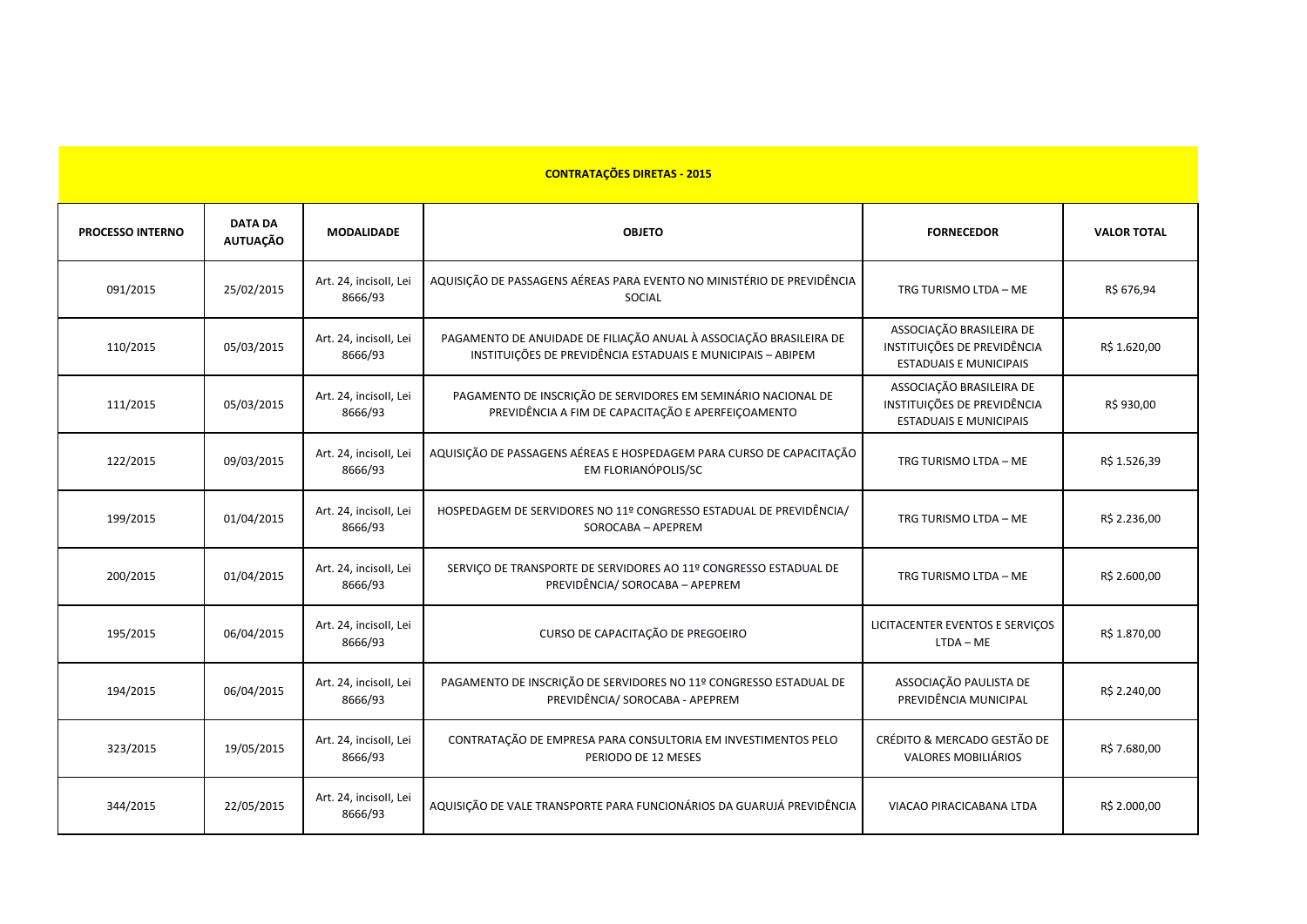| CONTRATAÇÕES DIRETAS - 2015 | | | | | |
|---|---|---|---|---|---|
| **PROCESSO INTERNO** | **DATA DA AUTUAÇÃO** | **MODALIDADE** | **OBJETO** | **FORNECEDOR** | **VALOR TOTAL** |
| 091/2015 | 25/02/2015 | Art. 24, incisoII, Lei 8666/93 | AQUISIÇÃO DE PASSAGENS AÉREAS PARA EVENTO NO MINISTÉRIO DE PREVIDÊNCIA SOCIAL | TRG TURISMO LTDA – ME | R$ 676,94 |
| 110/2015 | 05/03/2015 | Art. 24, incisoII, Lei 8666/93 | PAGAMENTO DE ANUIDADE DE FILIAÇÃO ANUAL À ASSOCIAÇÃO BRASILEIRA DE INSTITUIÇÕES DE PREVIDÊNCIA ESTADUAIS E MUNICIPAIS – ABIPEM | ASSOCIAÇÃO BRASILEIRA DE INSTITUIÇÕES DE PREVIDÊNCIA ESTADUAIS E MUNICIPAIS | R$ 1.620,00 |
| 111/2015 | 05/03/2015 | Art. 24, incisoII, Lei 8666/93 | PAGAMENTO DE INSCRIÇÃO DE SERVIDORES EM SEMINÁRIO NACIONAL DE PREVIDÊNCIA A FIM DE CAPACITAÇÃO E APERFEIÇOAMENTO | ASSOCIAÇÃO BRASILEIRA DE INSTITUIÇÕES DE PREVIDÊNCIA ESTADUAIS E MUNICIPAIS | R$ 930,00 |
| 122/2015 | 09/03/2015 | Art. 24, incisoII, Lei 8666/93 | AQUISIÇÃO DE PASSAGENS AÉREAS E HOSPEDAGEM PARA CURSO DE CAPACITAÇÃO EM FLORIANÓPOLIS/SC | TRG TURISMO LTDA – ME | R$ 1.526,39 |
| 199/2015 | 01/04/2015 | Art. 24, incisoII, Lei 8666/93 | HOSPEDAGEM DE SERVIDORES NO 11º CONGRESSO ESTADUAL DE PREVIDÊNCIA/ SOROCABA – APEPREM | TRG TURISMO LTDA – ME | R$ 2.236,00 |
| 200/2015 | 01/04/2015 | Art. 24, incisoII, Lei 8666/93 | SERVIÇO DE TRANSPORTE DE SERVIDORES AO 11º CONGRESSO ESTADUAL DE PREVIDÊNCIA/ SOROCABA – APEPREM | TRG TURISMO LTDA – ME | R$ 2.600,00 |
| 195/2015 | 06/04/2015 | Art. 24, incisoII, Lei 8666/93 | CURSO DE CAPACITAÇÃO DE PREGOEIRO | LICITACENTER EVENTOS E SERVIÇOS LTDA – ME | R$ 1.870,00 |
| 194/2015 | 06/04/2015 | Art. 24, incisoII, Lei 8666/93 | PAGAMENTO DE INSCRIÇÃO DE SERVIDORES NO 11º CONGRESSO ESTADUAL DE PREVIDÊNCIA/ SOROCABA - APEPREM | ASSOCIAÇÃO PAULISTA DE PREVIDÊNCIA MUNICIPAL | R$ 2.240,00 |
| 323/2015 | 19/05/2015 | Art. 24, incisoII, Lei 8666/93 | CONTRATAÇÃO DE EMPRESA PARA CONSULTORIA EM INVESTIMENTOS PELO PERIODO DE 12 MESES | CRÉDITO & MERCADO GESTÃO DE VALORES MOBILIÁRIOS | R$ 7.680,00 |
| 344/2015 | 22/05/2015 | Art. 24, incisoII, Lei 8666/93 | AQUISIÇÃO DE VALE TRANSPORTE PARA FUNCIONÁRIOS DA GUARUJÁ PREVIDÊNCIA | VIACAO PIRACICABANA LTDA | R$ 2.000,00 |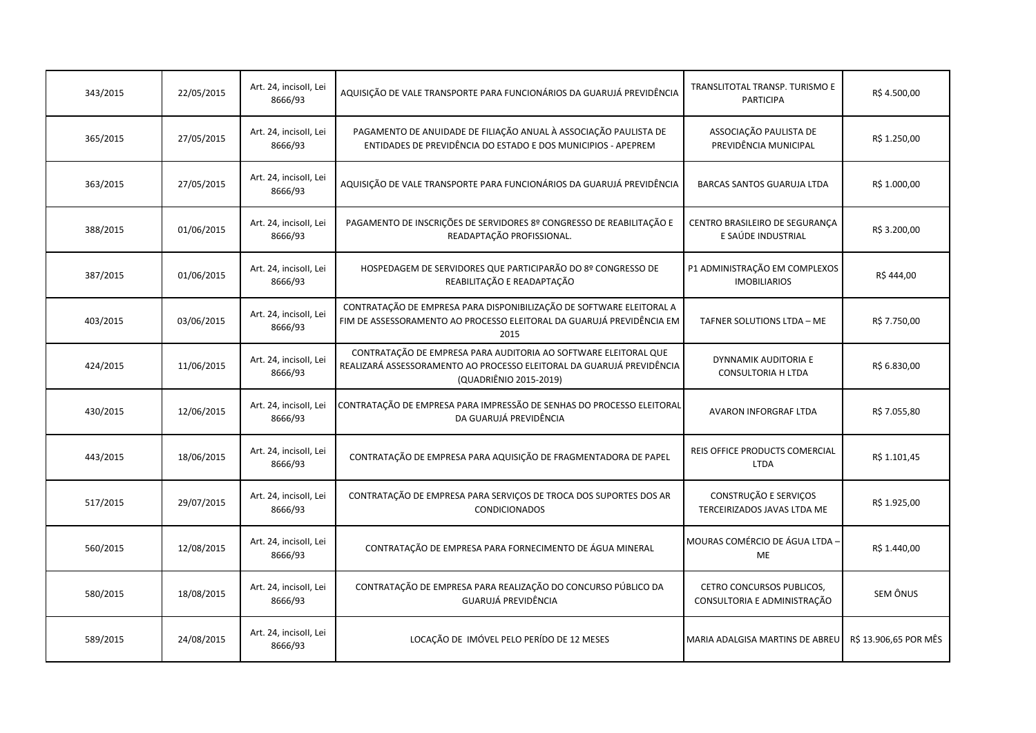| | | | | | |
|---|---|---|---|---|---|
| 343/2015 | 22/05/2015 | Art. 24, incisoII, Lei 8666/93 | AQUISIÇÃO DE VALE TRANSPORTE PARA FUNCIONÁRIOS DA GUARUJÁ PREVIDÊNCIA | TRANSLITOTAL TRANSP. TURISMO E PARTICIPA | R$ 4.500,00 |
| 365/2015 | 27/05/2015 | Art. 24, incisoII, Lei 8666/93 | PAGAMENTO DE ANUIDADE DE FILIAÇÃO ANUAL À ASSOCIAÇÃO PAULISTA DE ENTIDADES DE PREVIDÊNCIA DO ESTADO E DOS MUNICIPIOS - APEPREM | ASSOCIAÇÃO PAULISTA DE PREVIDÊNCIA MUNICIPAL | R$ 1.250,00 |
| 363/2015 | 27/05/2015 | Art. 24, incisoII, Lei 8666/93 | AQUISIÇÃO DE VALE TRANSPORTE PARA FUNCIONÁRIOS DA GUARUJÁ PREVIDÊNCIA | BARCAS SANTOS GUARUJA LTDA | R$ 1.000,00 |
| 388/2015 | 01/06/2015 | Art. 24, incisoII, Lei 8666/93 | PAGAMENTO DE INSCRIÇÕES DE SERVIDORES 8º CONGRESSO DE REABILITAÇÃO E READAPTAÇÃO PROFISSIONAL. | CENTRO BRASILEIRO DE SEGURANÇA E SAÚDE INDUSTRIAL | R$ 3.200,00 |
| 387/2015 | 01/06/2015 | Art. 24, incisoII, Lei 8666/93 | HOSPEDAGEM DE SERVIDORES QUE PARTICIPARÃO DO 8º CONGRESSO DE REABILITAÇÃO E READAPTAÇÃO | P1 ADMINISTRAÇÃO EM COMPLEXOS IMOBILIARIOS | R$ 444,00 |
| 403/2015 | 03/06/2015 | Art. 24, incisoII, Lei 8666/93 | CONTRATAÇÃO DE EMPRESA PARA DISPONIBILIZAÇÃO DE SOFTWARE ELEITORAL A FIM DE ASSESSORAMENTO AO PROCESSO ELEITORAL DA GUARUJÁ PREVIDÊNCIA EM 2015 | TAFNER SOLUTIONS LTDA – ME | R$ 7.750,00 |
| 424/2015 | 11/06/2015 | Art. 24, incisoII, Lei 8666/93 | CONTRATAÇÃO DE EMPRESA PARA AUDITORIA AO SOFTWARE ELEITORAL QUE REALIZARÁ ASSESSORAMENTO AO PROCESSO ELEITORAL DA GUARUJÁ PREVIDÊNCIA (QUADRIÊNIO 2015-2019) | DYNNAMIK AUDITORIA E CONSULTORIA H LTDA | R$ 6.830,00 |
| 430/2015 | 12/06/2015 | Art. 24, incisoII, Lei 8666/93 | CONTRATAÇÃO DE EMPRESA PARA IMPRESSÃO DE SENHAS DO PROCESSO ELEITORAL DA GUARUJÁ PREVIDÊNCIA | AVARON INFORGRAF LTDA | R$ 7.055,80 |
| 443/2015 | 18/06/2015 | Art. 24, incisoII, Lei 8666/93 | CONTRATAÇÃO DE EMPRESA PARA AQUISIÇÃO DE FRAGMENTADORA DE PAPEL | REIS OFFICE PRODUCTS COMERCIAL LTDA | R$ 1.101,45 |
| 517/2015 | 29/07/2015 | Art. 24, incisoII, Lei 8666/93 | CONTRATAÇÃO DE EMPRESA PARA SERVIÇOS DE TROCA DOS SUPORTES DOS AR CONDICIONADOS | CONSTRUÇÃO E SERVIÇOS TERCEIRIZADOS JAVAS LTDA ME | R$ 1.925,00 |
| 560/2015 | 12/08/2015 | Art. 24, incisoII, Lei 8666/93 | CONTRATAÇÃO DE EMPRESA PARA FORNECIMENTO DE ÁGUA MINERAL | MOURAS COMÉRCIO DE ÁGUA LTDA – ME | R$ 1.440,00 |
| 580/2015 | 18/08/2015 | Art. 24, incisoII, Lei 8666/93 | CONTRATAÇÃO DE EMPRESA PARA REALIZAÇÃO DO CONCURSO PÚBLICO DA GUARUJÁ PREVIDÊNCIA | CETRO CONCURSOS PUBLICOS, CONSULTORIA E ADMINISTRAÇÃO | SEM ÔNUS |
| 589/2015 | 24/08/2015 | Art. 24, incisoII, Lei 8666/93 | LOCAÇÃO DE IMÓVEL PELO PERÍDO DE 12 MESES | MARIA ADALGISA MARTINS DE ABREU | R$ 13.906,65 POR MÊS |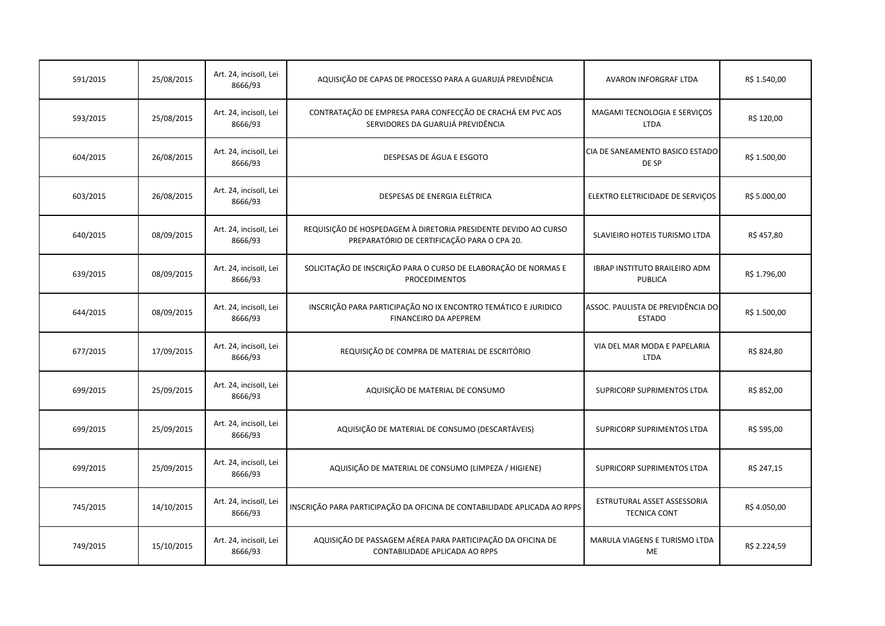| | | | | | |
|---|---|---|---|---|---|
| 591/2015 | 25/08/2015 | Art. 24, incisoII, Lei 8666/93 | AQUISIÇÃO DE CAPAS DE PROCESSO PARA A GUARUJÁ PREVIDÊNCIA | AVARON INFORGRAF LTDA | R$ 1.540,00 |
| 593/2015 | 25/08/2015 | Art. 24, incisoII, Lei 8666/93 | CONTRATAÇÃO DE EMPRESA PARA CONFECÇÃO DE CRACHÁ EM PVC AOS SERVIDORES DA GUARUJÁ PREVIDÊNCIA | MAGAMI TECNOLOGIA E SERVIÇOS LTDA | R$ 120,00 |
| 604/2015 | 26/08/2015 | Art. 24, incisoII, Lei 8666/93 | DESPESAS DE ÁGUA E ESGOTO | CIA DE SANEAMENTO BASICO ESTADO DE SP | R$ 1.500,00 |
| 603/2015 | 26/08/2015 | Art. 24, incisoII, Lei 8666/93 | DESPESAS DE ENERGIA ELÉTRICA | ELEKTRO ELETRICIDADE DE SERVIÇOS | R$ 5.000,00 |
| 640/2015 | 08/09/2015 | Art. 24, incisoII, Lei 8666/93 | REQUISIÇÃO DE HOSPEDAGEM À DIRETORIA PRESIDENTE DEVIDO AO CURSO PREPARATÓRIO DE CERTIFICAÇÃO PARA O CPA 20. | SLAVIEIRO HOTEIS TURISMO LTDA | R$ 457,80 |
| 639/2015 | 08/09/2015 | Art. 24, incisoII, Lei 8666/93 | SOLICITAÇÃO DE INSCRIÇÃO PARA O CURSO DE ELABORAÇÃO DE NORMAS E PROCEDIMENTOS | IBRAP INSTITUTO BRAILEIRO ADM PUBLICA | R$ 1.796,00 |
| 644/2015 | 08/09/2015 | Art. 24, incisoII, Lei 8666/93 | INSCRIÇÃO PARA PARTICIPAÇÃO NO IX ENCONTRO TEMÁTICO E JURIDICO FINANCEIRO DA APEPREM | ASSOC. PAULISTA DE PREVIDÊNCIA DO ESTADO | R$ 1.500,00 |
| 677/2015 | 17/09/2015 | Art. 24, incisoII, Lei 8666/93 | REQUISIÇÃO DE COMPRA DE MATERIAL DE ESCRITÓRIO | VIA DEL MAR MODA E PAPELARIA LTDA | R$ 824,80 |
| 699/2015 | 25/09/2015 | Art. 24, incisoII, Lei 8666/93 | AQUISIÇÃO DE MATERIAL DE CONSUMO | SUPRICORP SUPRIMENTOS LTDA | R$ 852,00 |
| 699/2015 | 25/09/2015 | Art. 24, incisoII, Lei 8666/93 | AQUISIÇÃO DE MATERIAL DE CONSUMO (DESCARTÁVEIS) | SUPRICORP SUPRIMENTOS LTDA | R$ 595,00 |
| 699/2015 | 25/09/2015 | Art. 24, incisoII, Lei 8666/93 | AQUISIÇÃO DE MATERIAL DE CONSUMO (LIMPEZA / HIGIENE) | SUPRICORP SUPRIMENTOS LTDA | R$ 247,15 |
| 745/2015 | 14/10/2015 | Art. 24, incisoII, Lei 8666/93 | INSCRIÇÃO PARA PARTICIPAÇÃO DA OFICINA DE CONTABILIDADE APLICADA AO RPPS | ESTRUTURAL ASSET ASSESSORIA TECNICA CONT | R$ 4.050,00 |
| 749/2015 | 15/10/2015 | Art. 24, incisoII, Lei 8666/93 | AQUISIÇÃO DE PASSAGEM AÉREA PARA PARTICIPAÇÃO DA OFICINA DE CONTABILIDADE APLICADA AO RPPS | MARULA VIAGENS E TURISMO LTDA ME | R$ 2.224,59 |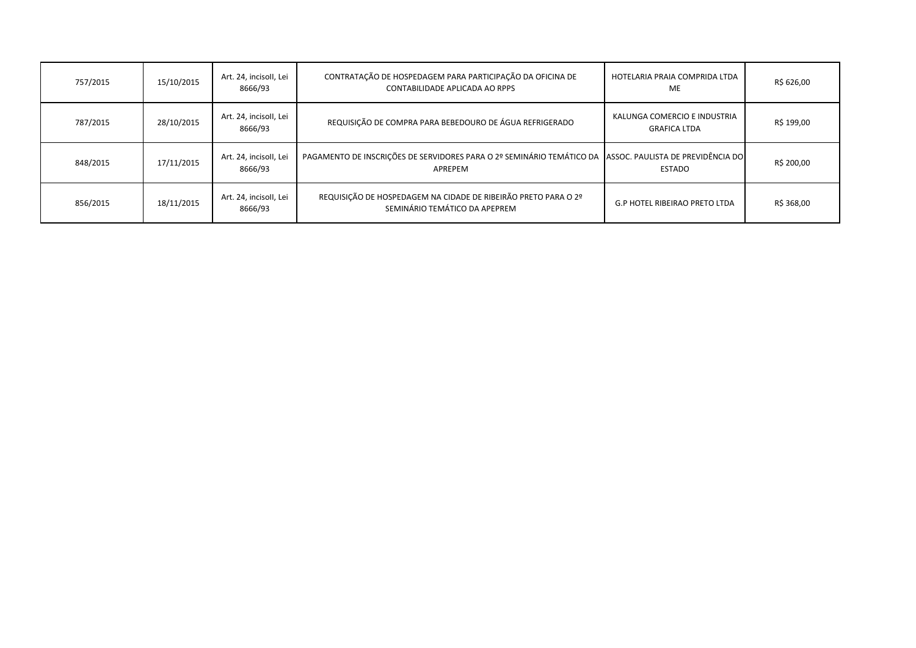| | | | | | |
|---|---|---|---|---|---|
| 757/2015 | 15/10/2015 | Art. 24, incisoII, Lei 8666/93 | CONTRATAÇÃO DE HOSPEDAGEM PARA PARTICIPAÇÃO DA OFICINA DE CONTABILIDADE APLICADA AO RPPS | HOTELARIA PRAIA COMPRIDA LTDA ME | R$ 626,00 |
| 787/2015 | 28/10/2015 | Art. 24, incisoII, Lei 8666/93 | REQUISIÇÃO DE COMPRA PARA BEBEDOURO DE ÁGUA REFRIGERADO | KALUNGA COMERCIO E INDUSTRIA GRAFICA LTDA | R$ 199,00 |
| 848/2015 | 17/11/2015 | Art. 24, incisoII, Lei 8666/93 | PAGAMENTO DE INSCRIÇÕES DE SERVIDORES PARA O 2º SEMINÁRIO TEMÁTICO DA APREPEM | ASSOC. PAULISTA DE PREVIDÊNCIA DO ESTADO | R$ 200,00 |
| 856/2015 | 18/11/2015 | Art. 24, incisoII, Lei 8666/93 | REQUISIÇÃO DE HOSPEDAGEM NA CIDADE DE RIBEIRÃO PRETO PARA O 2º SEMINÁRIO TEMÁTICO DA APEPREM | G.P HOTEL RIBEIRAO PRETO LTDA | R$ 368,00 |